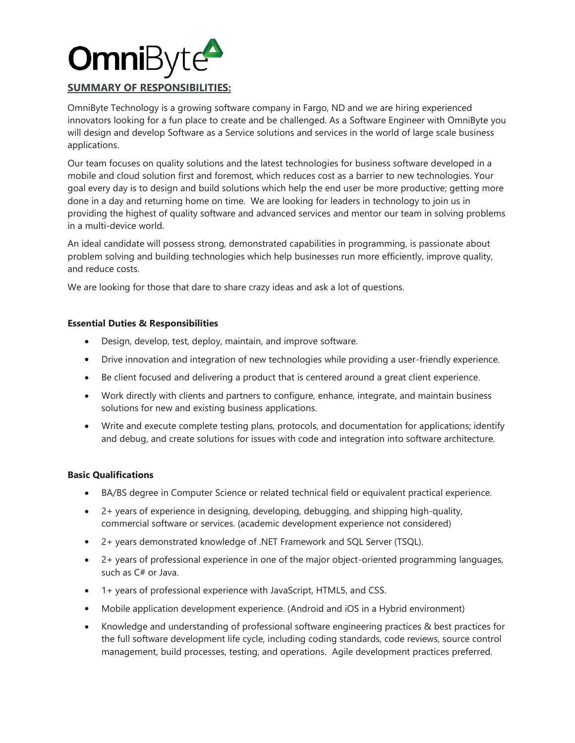# OmniByte

## SUMMARY OF RESPONSIBILITIES:

OmniByte Technology is a growing software company in Fargo, ND and we are hiring experienced innovators looking for a fun place to create and be challenged. As a Software Engineer with OmniByte you will design and develop Software as a Service solutions and services in the world of large scale business applications.

Our team focuses on quality solutions and the latest technologies for business software developed in a mobile and cloud solution first and foremost, which reduces cost as a barrier to new technologies. Your goal every day is to design and build solutions which help the end user be more productive; getting more done in a day and returning home on time. We are looking for leaders in technology to join us in providing the highest of quality software and advanced services and mentor our team in solving problems in a multi-device world.

An ideal candidate will possess strong, demonstrated capabilities in programming, is passionate about problem solving and building technologies which help businesses run more efficiently, improve quality, and reduce costs.

We are looking for those that dare to share crazy ideas and ask a lot of questions.

**Essential Duties & Responsibilities**

- Design, develop, test, deploy, maintain, and improve software.
- Drive innovation and integration of new technologies while providing a user-friendly experience.
- Be client focused and delivering a product that is centered around a great client experience.
- Work directly with clients and partners to configure, enhance, integrate, and maintain business solutions for new and existing business applications.
- Write and execute complete testing plans, protocols, and documentation for applications; identify and debug, and create solutions for issues with code and integration into software architecture.

**Basic Qualifications**

- BA/BS degree in Computer Science or related technical field or equivalent practical experience.
- 2+ years of experience in designing, developing, debugging, and shipping high-quality, commercial software or services. (academic development experience not considered)
- 2+ years demonstrated knowledge of .NET Framework and SQL Server (TSQL).
- 2+ years of professional experience in one of the major object-oriented programming languages, such as C# or Java.
- 1+ years of professional experience with JavaScript, HTML5, and CSS.
- Mobile application development experience. (Android and iOS in a Hybrid environment)
- Knowledge and understanding of professional software engineering practices & best practices for the full software development life cycle, including coding standards, code reviews, source control management, build processes, testing, and operations. Agile development practices preferred.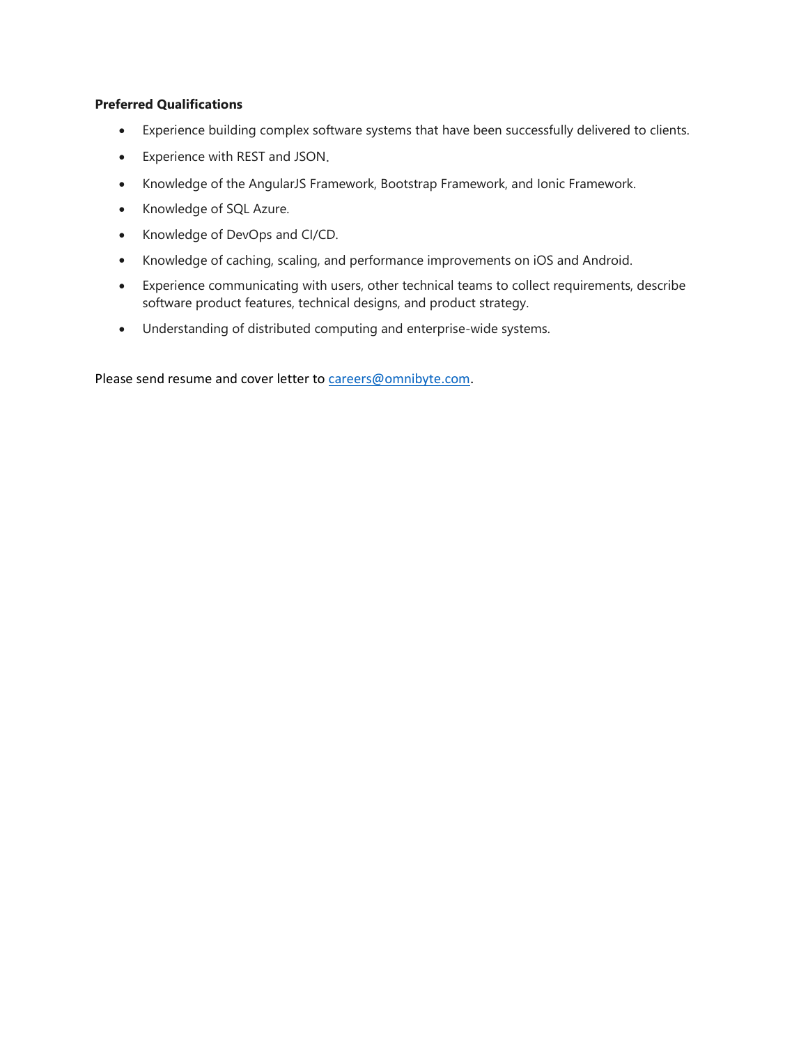**Preferred Qualifications**

- Experience building complex software systems that have been successfully delivered to clients.
- Experience with REST and JSON.
- Knowledge of the AngularJS Framework, Bootstrap Framework, and Ionic Framework.
- Knowledge of SQL Azure.
- Knowledge of DevOps and CI/CD.
- Knowledge of caching, scaling, and performance improvements on iOS and Android.
- Experience communicating with users, other technical teams to collect requirements, describe software product features, technical designs, and product strategy.
- Understanding of distributed computing and enterprise-wide systems.

Please send resume and cover letter to careers@omnibyte.com.